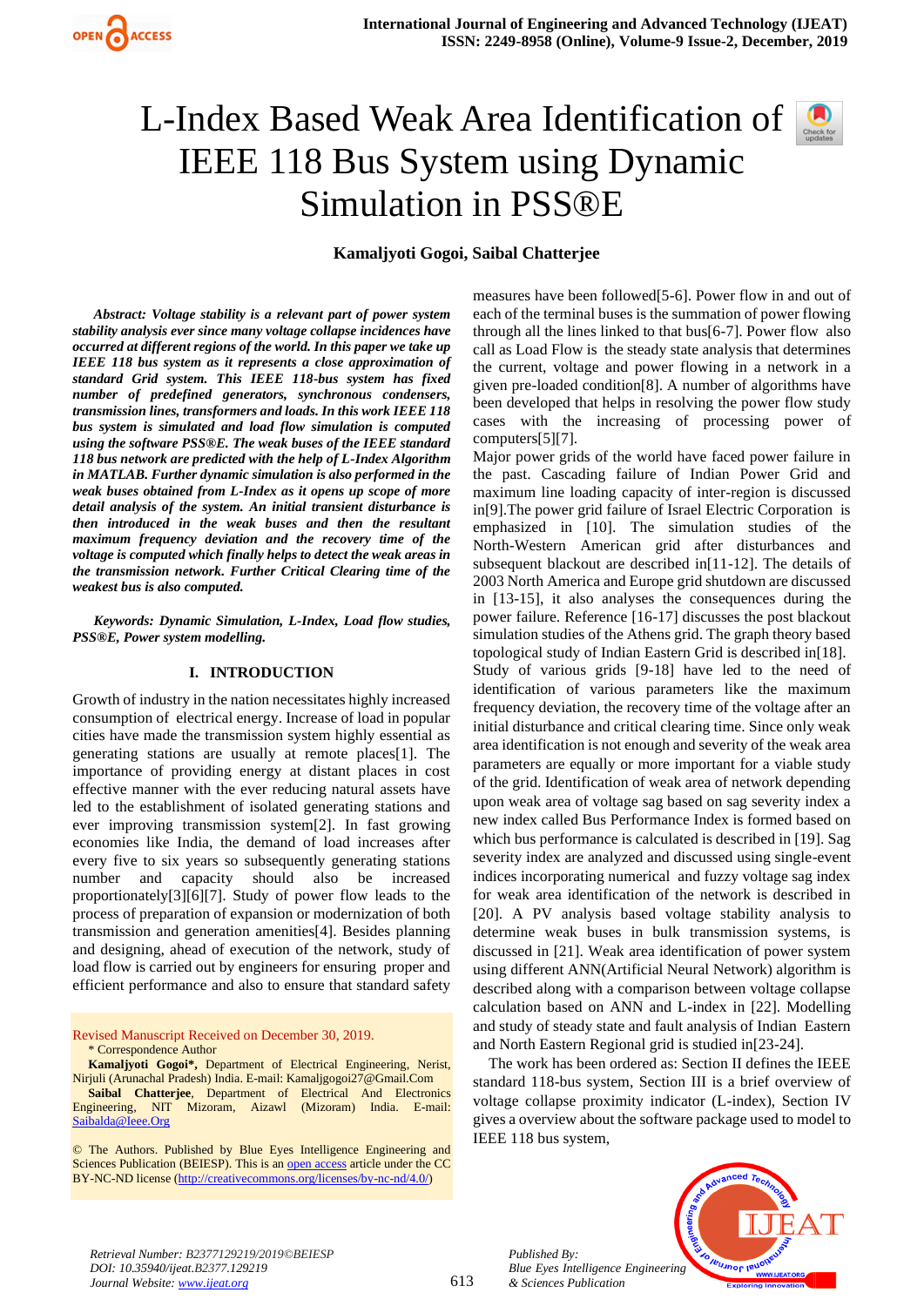# L-Index Based Weak Area Identification of IEEE 118 Bus System using Dynamic Simulation in PSS®E

**Kamaljyoti Gogoi, Saibal Chatterjee**

***Abstract: Voltage stability is a relevant part of power system stability analysis ever since many voltage collapse incidences have occurred at different regions of the world. In this paper we take up IEEE 118 bus system as it represents a close approximation of standard Grid system. This IEEE 118-bus system has fixed number of predefined generators, synchronous condensers, transmission lines, transformers and loads. In this work IEEE 118 bus system is simulated and load flow simulation is computed using the software PSS®E. The weak buses of the IEEE standard 118 bus network are predicted with the help of L-Index Algorithm in MATLAB. Further dynamic simulation is also performed in the weak buses obtained from L-Index as it opens up scope of more detail analysis of the system. An initial transient disturbance is then introduced in the weak buses and then the resultant maximum frequency deviation and the recovery time of the voltage is computed which finally helps to detect the weak areas in the transmission network. Further Critical Clearing time of the weakest bus is also computed.***

***Keywords: Dynamic Simulation, L-Index, Load flow studies, PSS®E, Power system modelling.***

## I. INTRODUCTION

Growth of industry in the nation necessitates highly increased consumption of electrical energy. Increase of load in popular cities have made the transmission system highly essential as generating stations are usually at remote places[1]. The importance of providing energy at distant places in cost effective manner with the ever reducing natural assets have led to the establishment of isolated generating stations and ever improving transmission system[2]. In fast growing economies like India, the demand of load increases after every five to six years so subsequently generating stations number and capacity should also be increased proportionately[3][6][7]. Study of power flow leads to the process of preparation of expansion or modernization of both transmission and generation amenities[4]. Besides planning and designing, ahead of execution of the network, study of load flow is carried out by engineers for ensuring proper and efficient performance and also to ensure that standard safety measures have been followed[5-6]. Power flow in and out of each of the terminal buses is the summation of power flowing through all the lines linked to that bus[6-7]. Power flow also call as Load Flow is the steady state analysis that determines the current, voltage and power flowing in a network in a given pre-loaded condition[8]. A number of algorithms have been developed that helps in resolving the power flow study cases with the increasing of processing power of computers[5][7].

Major power grids of the world have faced power failure in the past. Cascading failure of Indian Power Grid and maximum line loading capacity of inter-region is discussed in[9].The power grid failure of Israel Electric Corporation is emphasized in [10]. The simulation studies of the North-Western American grid after disturbances and subsequent blackout are described in[11-12]. The details of 2003 North America and Europe grid shutdown are discussed in [13-15], it also analyses the consequences during the power failure. Reference [16-17] discusses the post blackout simulation studies of the Athens grid. The graph theory based topological study of Indian Eastern Grid is described in[18].

Study of various grids [9-18] have led to the need of identification of various parameters like the maximum frequency deviation, the recovery time of the voltage after an initial disturbance and critical clearing time. Since only weak area identification is not enough and severity of the weak area parameters are equally or more important for a viable study of the grid. Identification of weak area of network depending upon weak area of voltage sag based on sag severity index a new index called Bus Performance Index is formed based on which bus performance is calculated is described in [19]. Sag severity index are analyzed and discussed using single-event indices incorporating numerical and fuzzy voltage sag index for weak area identification of the network is described in [20]. A PV analysis based voltage stability analysis to determine weak buses in bulk transmission systems, is discussed in [21]. Weak area identification of power system using different ANN(Artificial Neural Network) algorithm is described along with a comparison between voltage collapse calculation based on ANN and L-index in [22]. Modelling and study of steady state and fault analysis of Indian Eastern and North Eastern Regional grid is studied in[23-24].

The work has been ordered as: Section II defines the IEEE standard 118-bus system, Section III is a brief overview of voltage collapse proximity indicator (L-index), Section IV gives a overview about the software package used to model to IEEE 118 bus system,

Revised Manuscript Received on December 30, 2019.

\* Correspondence Author

**Kamaljyoti Gogoi\***, Department of Electrical Engineering, Nerist, Nirjuli (Arunachal Pradesh) India. E-mail: Kamaljgogoi27@Gmail.Com

**Saibal Chatterjee**, Department of Electrical And Electronics Engineering, NIT Mizoram, Aizawl (Mizoram) India. E-mail: Saibalda@Ieee.Org

© The Authors. Published by Blue Eyes Intelligence Engineering and Sciences Publication (BEIESP). This is an open access article under the CC BY-NC-ND license (http://creativecommons.org/licenses/by-nc-nd/4.0/)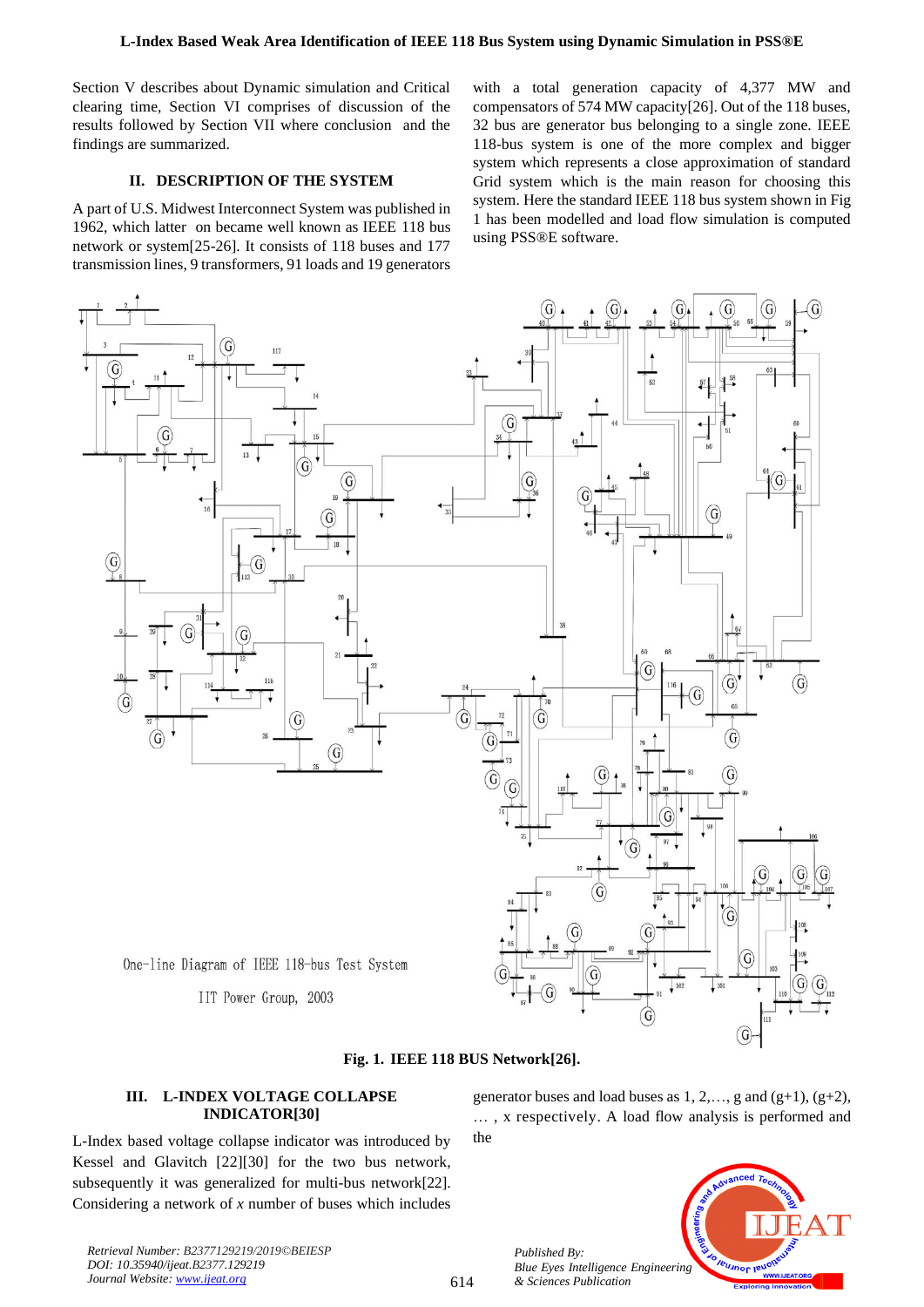Section V describes about Dynamic simulation and Critical clearing time, Section VI comprises of discussion of the results followed by Section VII where conclusion and the findings are summarized.

## II. DESCRIPTION OF THE SYSTEM

A part of U.S. Midwest Interconnect System was published in 1962, which latter on became well known as IEEE 118 bus network or system[25-26]. It consists of 118 buses and 177 transmission lines, 9 transformers, 91 loads and 19 generators with a total generation capacity of 4,377 MW and compensators of 574 MW capacity[26]. Out of the 118 buses, 32 bus are generator bus belonging to a single zone. IEEE 118-bus system is one of the more complex and bigger system which represents a close approximation of standard Grid system which is the main reason for choosing this system. Here the standard IEEE 118 bus system shown in Fig 1 has been modelled and load flow simulation is computed using PSS®E software.

One-line Diagram of IEEE 118-bus Test System

IIT Power Group, 2003

**Fig. 1. IEEE 118 BUS Network[26].**

## III. L-INDEX VOLTAGE COLLAPSE INDICATOR[30]

L-Index based voltage collapse indicator was introduced by Kessel and Glavitch [22][30] for the two bus network, subsequently it was generalized for multi-bus network[22]. Considering a network of *x* number of buses which includes generator buses and load buses as 1, 2,…, g and (g+1), (g+2), … , x respectively. A load flow analysis is performed and the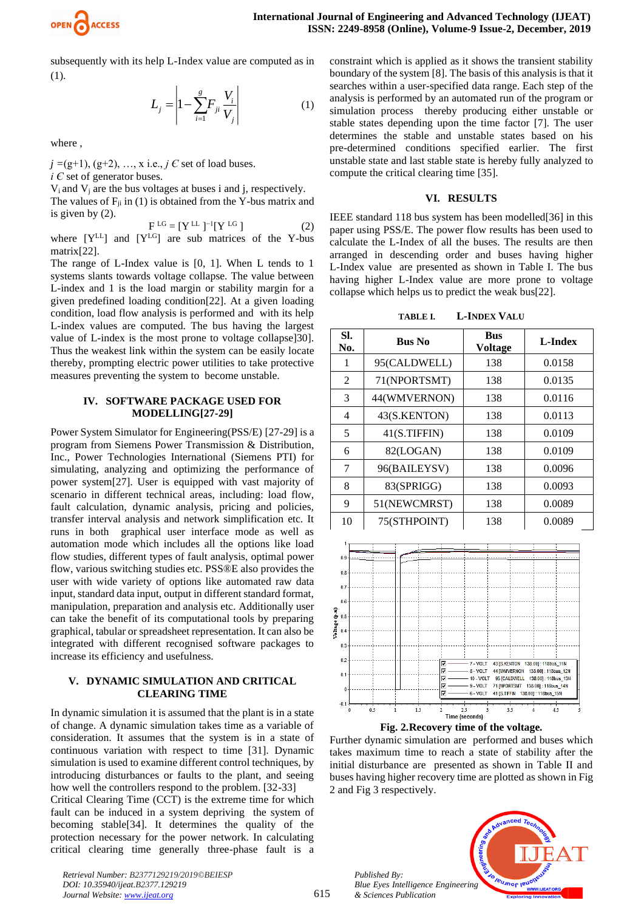subsequently with its help L-Index value are computed as in (1).

$$L_j = \left| 1 - \sum_{i=1}^{g} F_{ji} \frac{V_i}{V_j} \right| \quad (1)$$

where ,

$j$ =(g+1), (g+2), …, x i.e., $j$ Є set of load buses.
$i$ Є set of generator buses.
$V_i$ and $V_j$ are the bus voltages at buses i and j, respectively.
The values of $F_{ji}$ in (1) is obtained from the Y-bus matrix and is given by (2).

$$F^{LG} = [Y^{LL}]^{-1}[Y^{LG}] \quad (2)$$

where $[Y^{LL}]$ and $[Y^{LG}]$ are sub matrices of the Y-bus matrix[22].
The range of L-Index value is [0, 1]. When L tends to 1 systems slants towards voltage collapse. The value between L-index and 1 is the load margin or stability margin for a given predefined loading condition[22]. At a given loading condition, load flow analysis is performed and with its help L-index values are computed. The bus having the largest value of L-index is the most prone to voltage collapse]30]. Thus the weakest link within the system can be easily locate thereby, prompting electric power utilities to take protective measures preventing the system to become unstable.

## IV. SOFTWARE PACKAGE USED FOR MODELLING[27-29]

Power System Simulator for Engineering(PSS/E) [27-29] is a program from Siemens Power Transmission & Distribution, Inc., Power Technologies International (Siemens PTI) for simulating, analyzing and optimizing the performance of power system[27]. User is equipped with vast majority of scenario in different technical areas, including: load flow, fault calculation, dynamic analysis, pricing and policies, transfer interval analysis and network simplification etc. It runs in both graphical user interface mode as well as automation mode which includes all the options like load flow studies, different types of fault analysis, optimal power flow, various switching studies etc. PSS®E also provides the user with wide variety of options like automated raw data input, standard data input, output in different standard format, manipulation, preparation and analysis etc. Additionally user can take the benefit of its computational tools by preparing graphical, tabular or spreadsheet representation. It can also be integrated with different recognised software packages to increase its efficiency and usefulness.

## V. DYNAMIC SIMULATION AND CRITICAL CLEARING TIME

In dynamic simulation it is assumed that the plant is in a state of change. A dynamic simulation takes time as a variable of consideration. It assumes that the system is in a state of continuous variation with respect to time [31]. Dynamic simulation is used to examine different control techniques, by introducing disturbances or faults to the plant, and seeing how well the controllers respond to the problem. [32-33]
Critical Clearing Time (CCT) is the extreme time for which fault can be induced in a system depriving the system of becoming stable[34]. It determines the quality of the protection necessary for the power network. In calculating critical clearing time generally three-phase fault is a constraint which is applied as it shows the transient stability boundary of the system [8]. The basis of this analysis is that it searches within a user-specified data range. Each step of the analysis is performed by an automated run of the program or simulation process thereby producing either unstable or stable states depending upon the time factor [7]. The user determines the stable and unstable states based on his pre-determined conditions specified earlier. The first unstable state and last stable state is hereby fully analyzed to compute the critical clearing time [35].

## VI. RESULTS

IEEE standard 118 bus system has been modelled[36] in this paper using PSS/E. The power flow results has been used to calculate the L-Index of all the buses. The results are then arranged in descending order and buses having higher L-Index value are presented as shown in Table I. The bus having higher L-Index value are more prone to voltage collapse which helps us to predict the weak bus[22].

TABLE I. L-INDEX VALU

| Sl. No. | Bus No | Bus Voltage | L-Index |
|---|---|---|---|
| 1 | 95(CALDWELL) | 138 | 0.0158 |
| 2 | 71(NPORTSMT) | 138 | 0.0135 |
| 3 | 44(WMVERNON) | 138 | 0.0116 |
| 4 | 43(S.KENTON) | 138 | 0.0113 |
| 5 | 41(S.TIFFIN) | 138 | 0.0109 |
| 6 | 82(LOGAN) | 138 | 0.0109 |
| 7 | 96(BAILEYSV) | 138 | 0.0096 |
| 8 | 83(SPRIGG) | 138 | 0.0093 |
| 9 | 51(NEWCMRST) | 138 | 0.0089 |
| 10 | 75(STHPOINT) | 138 | 0.0089 |

**Fig. 2.Recovery time of the voltage.**

Further dynamic simulation are performed and buses which takes maximum time to reach a state of stability after the initial disturbance are presented as shown in Table II and buses having higher recovery time are plotted as shown in Fig 2 and Fig 3 respectively.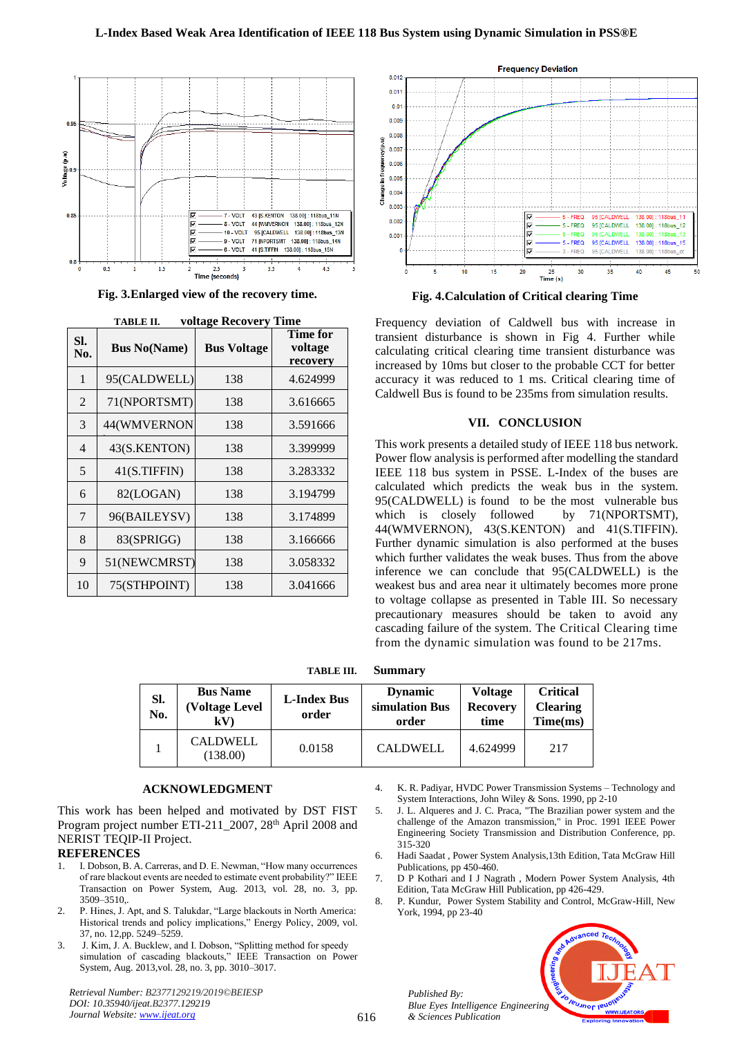Fig. 3.Enlarged view of the recovery time.

Fig. 4.Calculation of Critical clearing Time

**TABLE II. voltage Recovery Time**

| Sl. No. | Bus No(Name) | Bus Voltage | Time for voltage recovery |
|---|---|---|---|
| 1 | 95(CALDWELL) | 138 | 4.624999 |
| 2 | 71(NPORTSMT) | 138 | 3.616665 |
| 3 | 44(WMVERNON | 138 | 3.591666 |
| 4 | 43(S.KENTON) | 138 | 3.399999 |
| 5 | 41(S.TIFFIN) | 138 | 3.283332 |
| 6 | 82(LOGAN) | 138 | 3.194799 |
| 7 | 96(BAILEYSV) | 138 | 3.174899 |
| 8 | 83(SPRIGG) | 138 | 3.166666 |
| 9 | 51(NEWCMRST) | 138 | 3.058332 |
| 10 | 75(STHPOINT) | 138 | 3.041666 |

Frequency deviation of Caldwell bus with increase in transient disturbance is shown in Fig 4. Further while calculating critical clearing time transient disturbance was increased by 10ms but closer to the probable CCT for better accuracy it was reduced to 1 ms. Critical clearing time of Caldwell Bus is found to be 235ms from simulation results.

## VII. CONCLUSION

This work presents a detailed study of IEEE 118 bus network. Power flow analysis is performed after modelling the standard IEEE 118 bus system in PSSE. L-Index of the buses are calculated which predicts the weak bus in the system. 95(CALDWELL) is found to be the most vulnerable bus which is closely followed by 71(NPORTSMT), 44(WMVERNON), 43(S.KENTON) and 41(S.TIFFIN). Further dynamic simulation is also performed at the buses which further validates the weak buses. Thus from the above inference we can conclude that 95(CALDWELL) is the weakest bus and area near it ultimately becomes more prone to voltage collapse as presented in Table III. So necessary precautionary measures should be taken to avoid any cascading failure of the system. The Critical Clearing time from the dynamic simulation was found to be 217ms.

**TABLE III. Summary**

| Sl. No. | Bus Name (Voltage Level kV) | L-Index Bus order | Dynamic simulation Bus order | Voltage Recovery time | Critical Clearing Time(ms) |
|---|---|---|---|---|---|
| 1 | CALDWELL (138.00) | 0.0158 | CALDWELL | 4.624999 | 217 |

## ACKNOWLEDGMENT

This work has been helped and motivated by DST FIST Program project number ETI-211_2007, 28th April 2008 and NERIST TEQIP-II Project.

## REFERENCES

1. I. Dobson, B. A. Carreras, and D. E. Newman, "How many occurrences of rare blackout events are needed to estimate event probability?" IEEE Transaction on Power System, Aug. 2013, vol. 28, no. 3, pp. 3509–3510,.
2. P. Hines, J. Apt, and S. Talukdar, "Large blackouts in North America: Historical trends and policy implications," Energy Policy, 2009, vol. 37, no. 12,pp. 5249–5259.
3. J. Kim, J. A. Bucklew, and I. Dobson, "Splitting method for speedy simulation of cascading blackouts," IEEE Transaction on Power System, Aug. 2013,vol. 28, no. 3, pp. 3010–3017.
4. K. R. Padiyar, HVDC Power Transmission Systems – Technology and System Interactions, John Wiley & Sons. 1990, pp 2-10
5. J. L. Alqueres and J. C. Praca, "The Brazilian power system and the challenge of the Amazon transmission," in Proc. 1991 IEEE Power Engineering Society Transmission and Distribution Conference, pp. 315-320
6. Hadi Saadat , Power System Analysis,13th Edition, Tata McGraw Hill Publications, pp 450-460.
7. D P Kothari and I J Nagrath , Modern Power System Analysis, 4th Edition, Tata McGraw Hill Publication, pp 426-429.
8. P. Kundur, Power System Stability and Control, McGraw-Hill, New York, 1994, pp 23-40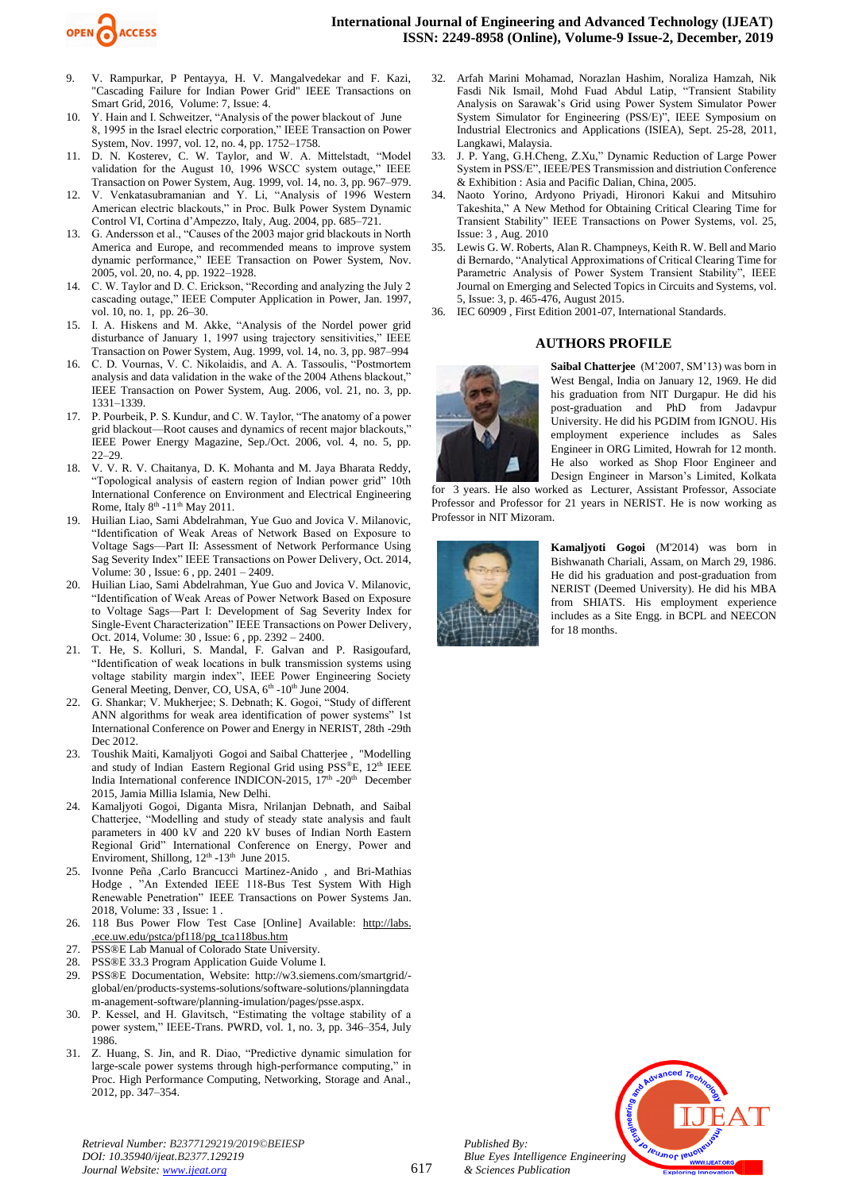9. V. Rampurkar, P Pentayya, H. V. Mangalvedekar and F. Kazi, "Cascading Failure for Indian Power Grid" IEEE Transactions on Smart Grid, 2016, Volume: 7, Issue: 4.
10. Y. Hain and I. Schweitzer, "Analysis of the power blackout of June 8, 1995 in the Israel electric corporation," IEEE Transaction on Power System, Nov. 1997, vol. 12, no. 4, pp. 1752–1758.
11. D. N. Kosterev, C. W. Taylor, and W. A. Mittelstadt, "Model validation for the August 10, 1996 WSCC system outage," IEEE Transaction on Power System, Aug. 1999, vol. 14, no. 3, pp. 967–979.
12. V. Venkatasubramanian and Y. Li, "Analysis of 1996 Western American electric blackouts," in Proc. Bulk Power System Dynamic Control VI, Cortina d'Ampezzo, Italy, Aug. 2004, pp. 685–721.
13. G. Andersson et al., "Causes of the 2003 major grid blackouts in North America and Europe, and recommended means to improve system dynamic performance," IEEE Transaction on Power System, Nov. 2005, vol. 20, no. 4, pp. 1922–1928.
14. C. W. Taylor and D. C. Erickson, "Recording and analyzing the July 2 cascading outage," IEEE Computer Application in Power, Jan. 1997, vol. 10, no. 1, pp. 26–30.
15. I. A. Hiskens and M. Akke, "Analysis of the Nordel power grid disturbance of January 1, 1997 using trajectory sensitivities," IEEE Transaction on Power System, Aug. 1999, vol. 14, no. 3, pp. 987–994
16. C. D. Vournas, V. C. Nikolaidis, and A. A. Tassoulis, "Postmortem analysis and data validation in the wake of the 2004 Athens blackout," IEEE Transaction on Power System, Aug. 2006, vol. 21, no. 3, pp. 1331–1339.
17. P. Pourbeik, P. S. Kundur, and C. W. Taylor, "The anatomy of a power grid blackout—Root causes and dynamics of recent major blackouts," IEEE Power Energy Magazine, Sep./Oct. 2006, vol. 4, no. 5, pp. 22–29.
18. V. V. R. V. Chaitanya, D. K. Mohanta and M. Jaya Bharata Reddy, "Topological analysis of eastern region of Indian power grid" 10th International Conference on Environment and Electrical Engineering Rome, Italy 8th -11th May 2011.
19. Huilian Liao, Sami Abdelrahman, Yue Guo and Jovica V. Milanovic, "Identification of Weak Areas of Network Based on Exposure to Voltage Sags—Part II: Assessment of Network Performance Using Sag Severity Index" IEEE Transactions on Power Delivery, Oct. 2014, Volume: 30 , Issue: 6 , pp. 2401 – 2409.
20. Huilian Liao, Sami Abdelrahman, Yue Guo and Jovica V. Milanovic, "Identification of Weak Areas of Power Network Based on Exposure to Voltage Sags—Part I: Development of Sag Severity Index for Single-Event Characterization" IEEE Transactions on Power Delivery, Oct. 2014, Volume: 30 , Issue: 6 , pp. 2392 – 2400.
21. T. He, S. Kolluri, S. Mandal, F. Galvan and P. Rasigoufard, "Identification of weak locations in bulk transmission systems using voltage stability margin index", IEEE Power Engineering Society General Meeting, Denver, CO, USA, 6th -10th June 2004.
22. G. Shankar; V. Mukherjee; S. Debnath; K. Gogoi, "Study of different ANN algorithms for weak area identification of power systems" 1st International Conference on Power and Energy in NERIST, 28th -29th Dec 2012.
23. Toushik Maiti, Kamaljyoti Gogoi and Saibal Chatterjee , "Modelling and study of Indian Eastern Regional Grid using PSS®E, 12th IEEE India International conference INDICON-2015, 17th -20th December 2015, Jamia Millia Islamia, New Delhi.
24. Kamaljyoti Gogoi, Diganta Misra, Nrilanjan Debnath, and Saibal Chatterjee, "Modelling and study of steady state analysis and fault parameters in 400 kV and 220 kV buses of Indian North Eastern Regional Grid" International Conference on Energy, Power and Enviroment, Shillong, 12th -13th June 2015.
25. Ivonne Peña ,Carlo Brancucci Martinez-Anido , and Bri-Mathias Hodge , "An Extended IEEE 118-Bus Test System With High Renewable Penetration" IEEE Transactions on Power Systems Jan. 2018, Volume: 33 , Issue: 1 .
26. 118 Bus Power Flow Test Case [Online] Available: http://labs. .ece.uw.edu/pstca/pf118/pg_tca118bus.htm
27. PSS®E Lab Manual of Colorado State University.
28. PSS®E 33.3 Program Application Guide Volume I.
29. PSS®E Documentation, Website: http://w3.siemens.com/smartgrid/-global/en/products-systems-solutions/software-solutions/planningdatam-anagement-software/planning-imulation/pages/psse.aspx.
30. P. Kessel, and H. Glavitsch, "Estimating the voltage stability of a power system," IEEE-Trans. PWRD, vol. 1, no. 3, pp. 346–354, July 1986.
31. Z. Huang, S. Jin, and R. Diao, "Predictive dynamic simulation for large-scale power systems through high-performance computing," in Proc. High Performance Computing, Networking, Storage and Anal., 2012, pp. 347–354.
32. Arfah Marini Mohamad, Norazlan Hashim, Noraliza Hamzah, Nik Fasdi Nik Ismail, Mohd Fuad Abdul Latip, "Transient Stability Analysis on Sarawak's Grid using Power System Simulator Power System Simulator for Engineering (PSS/E)", IEEE Symposium on Industrial Electronics and Applications (ISIEA), Sept. 25-28, 2011, Langkawi, Malaysia.
33. J. P. Yang, G.H.Cheng, Z.Xu," Dynamic Reduction of Large Power System in PSS/E", IEEE/PES Transmission and distriution Conference & Exhibition : Asia and Pacific Dalian, China, 2005.
34. Naoto Yorino, Ardyono Priyadi, Hironori Kakui and Mitsuhiro Takeshita," A New Method for Obtaining Critical Clearing Time for Transient Stability" IEEE Transactions on Power Systems, vol. 25, Issue: 3 , Aug. 2010
35. Lewis G. W. Roberts, Alan R. Champneys, Keith R. W. Bell and Mario di Bernardo, "Analytical Approximations of Critical Clearing Time for Parametric Analysis of Power System Transient Stability", IEEE Journal on Emerging and Selected Topics in Circuits and Systems, vol. 5, Issue: 3, p. 465-476, August 2015.
36. IEC 60909 , First Edition 2001-07, International Standards.

## AUTHORS PROFILE

**Saibal Chatterjee** (M'2007, SM'13) was born in West Bengal, India on January 12, 1969. He did his graduation from NIT Durgapur. He did his post-graduation and PhD from Jadavpur University. He did his PGDIM from IGNOU. His employment experience includes as Sales Engineer in ORG Limited, Howrah for 12 month. He also worked as Shop Floor Engineer and Design Engineer in Marson's Limited, Kolkata for 3 years. He also worked as Lecturer, Assistant Professor, Associate Professor and Professor for 21 years in NERIST. He is now working as Professor in NIT Mizoram.

**Kamaljyoti Gogoi** (M'2014) was born in Bishwanath Chariali, Assam, on March 29, 1986. He did his graduation and post-graduation from NERIST (Deemed University). He did his MBA from SHIATS. His employment experience includes as a Site Engg. in BCPL and NEECON for 18 months.